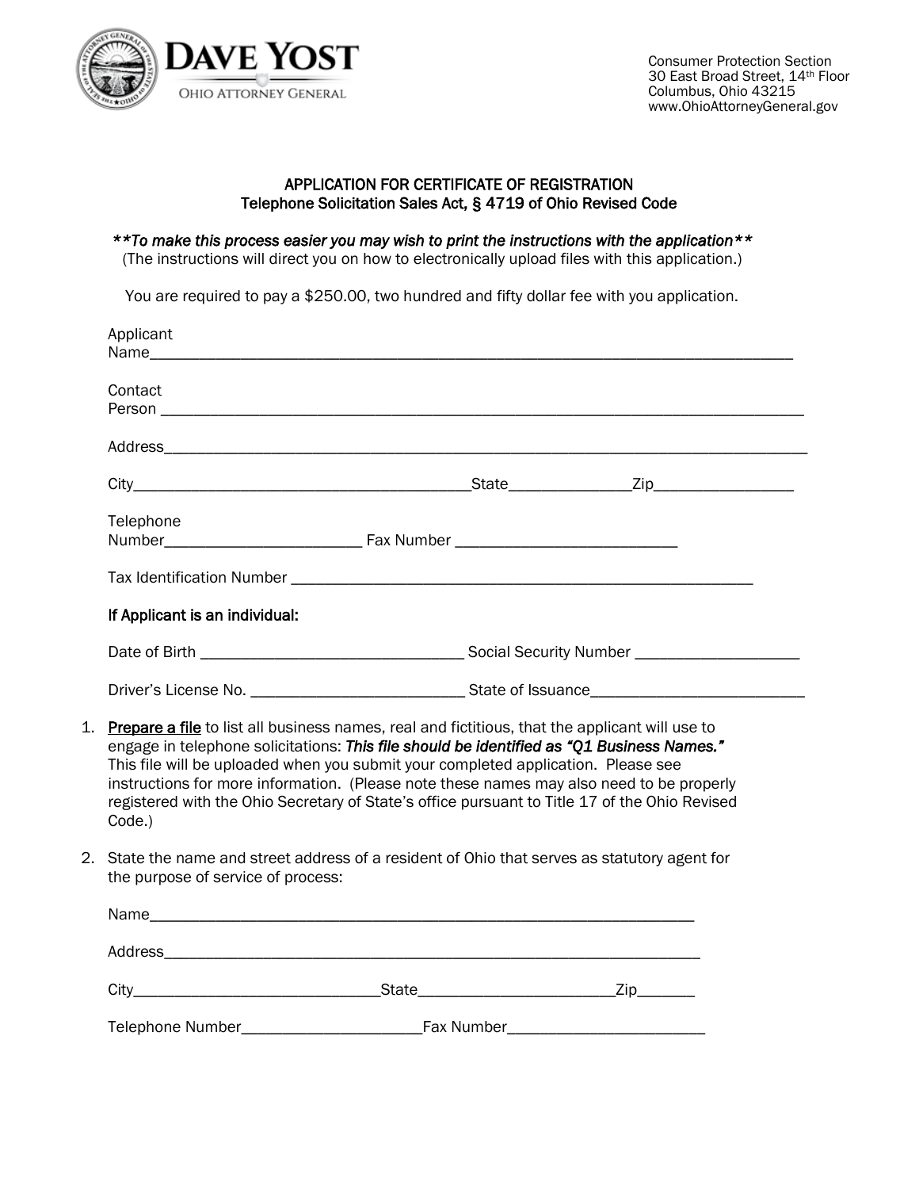**DAVE YOST**
OHIO ATTORNEY GENERAL

Consumer Protection Section
30 East Broad Street, 14th Floor
Columbus, Ohio 43215
www.OhioAttorneyGeneral.gov

## APPLICATION FOR CERTIFICATE OF REGISTRATION
## Telephone Solicitation Sales Act, § 4719 of Ohio Revised Code

***To make this process easier you may wish to print the instructions with the application***
(The instructions will direct you on how to electronically upload files with this application.)

You are required to pay a $250.00, two hundred and fifty dollar fee with you application.

Applicant Name______________________________________________________________________

Contact Person ______________________________________________________________________

Address_____________________________________________________________________________

City________________________________________State_______________Zip_________________

Telephone Number________________________ Fax Number ___________________________

Tax Identification Number _________________________________________________________

**If Applicant is an individual:**

Date of Birth ________________________________ Social Security Number ____________________

Driver's License No. __________________________ State of Issuance__________________________

1. **Prepare a file** to list all business names, real and fictitious, that the applicant will use to engage in telephone solicitations: ***This file should be identified as "Q1 Business Names."*** This file will be uploaded when you submit your completed application. Please see instructions for more information. (Please note these names may also need to be properly registered with the Ohio Secretary of State's office pursuant to Title 17 of the Ohio Revised Code.)

2. State the name and street address of a resident of Ohio that serves as statutory agent for the purpose of service of process:

   Name___________________________________________________________________

   Address_________________________________________________________________

   City______________________________State________________________Zip_______

   Telephone Number______________________Fax Number________________________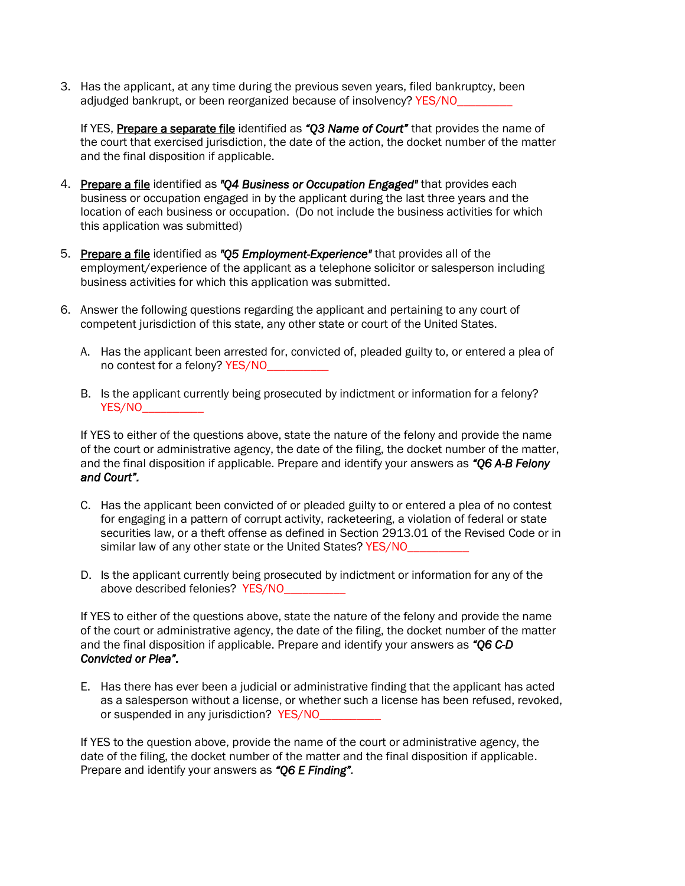3. Has the applicant, at any time during the previous seven years, filed bankruptcy, been adjudged bankrupt, or been reorganized because of insolvency? YES/NO__________

   If YES, <u>Prepare a separate file</u> identified as ***"Q3 Name of Court"*** that provides the name of the court that exercised jurisdiction, the date of the action, the docket number of the matter and the final disposition if applicable.

4. <u>Prepare a file</u> identified as ***"Q4 Business or Occupation Engaged"*** that provides each business or occupation engaged in by the applicant during the last three years and the location of each business or occupation. (Do not include the business activities for which this application was submitted)

5. <u>Prepare a file</u> identified as ***"Q5 Employment-Experience"*** that provides all of the employment/experience of the applicant as a telephone solicitor or salesperson including business activities for which this application was submitted.

6. Answer the following questions regarding the applicant and pertaining to any court of competent jurisdiction of this state, any other state or court of the United States.

   A. Has the applicant been arrested for, convicted of, pleaded guilty to, or entered a plea of no contest for a felony? YES/NO___________

   B. Is the applicant currently being prosecuted by indictment or information for a felony? YES/NO___________

   If YES to either of the questions above, state the nature of the felony and provide the name of the court or administrative agency, the date of the filing, the docket number of the matter, and the final disposition if applicable. Prepare and identify your answers as ***"Q6 A-B Felony and Court".***

   C. Has the applicant been convicted of or pleaded guilty to or entered a plea of no contest for engaging in a pattern of corrupt activity, racketeering, a violation of federal or state securities law, or a theft offense as defined in Section 2913.01 of the Revised Code or in similar law of any other state or the United States? YES/NO___________

   D. Is the applicant currently being prosecuted by indictment or information for any of the above described felonies? YES/NO___________

   If YES to either of the questions above, state the nature of the felony and provide the name of the court or administrative agency, the date of the filing, the docket number of the matter and the final disposition if applicable. Prepare and identify your answers as ***"Q6 C-D Convicted or Plea".***

   E. Has there has ever been a judicial or administrative finding that the applicant has acted as a salesperson without a license, or whether such a license has been refused, revoked, or suspended in any jurisdiction? YES/NO___________

   If YES to the question above, provide the name of the court or administrative agency, the date of the filing, the docket number of the matter and the final disposition if applicable. Prepare and identify your answers as ***"Q6 E Finding"***.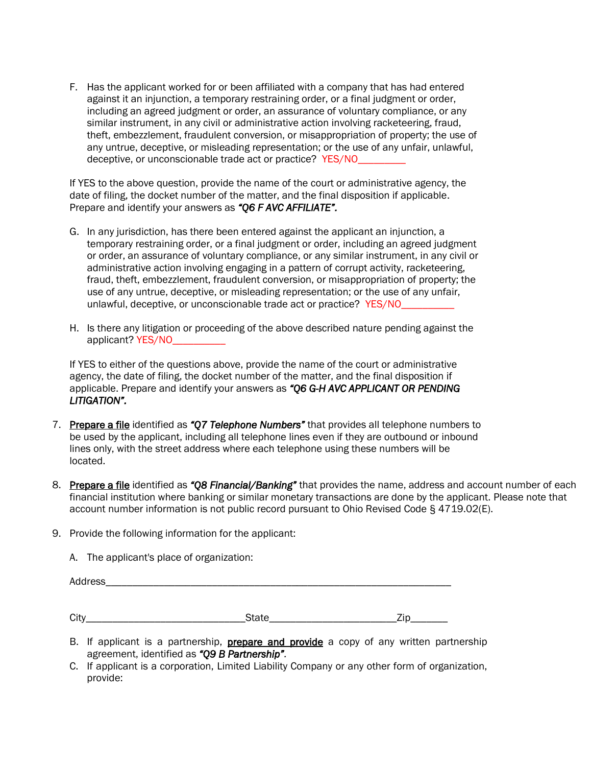F. Has the applicant worked for or been affiliated with a company that has had entered against it an injunction, a temporary restraining order, or a final judgment or order, including an agreed judgment or order, an assurance of voluntary compliance, or any similar instrument, in any civil or administrative action involving racketeering, fraud, theft, embezzlement, fraudulent conversion, or misappropriation of property; the use of any untrue, deceptive, or misleading representation; or the use of any unfair, unlawful, deceptive, or unconscionable trade act or practice? YES/NO__________

If YES to the above question, provide the name of the court or administrative agency, the date of filing, the docket number of the matter, and the final disposition if applicable. Prepare and identify your answers as ***"Q6 F AVC AFFILIATE".***

G. In any jurisdiction, has there been entered against the applicant an injunction, a temporary restraining order, or a final judgment or order, including an agreed judgment or order, an assurance of voluntary compliance, or any similar instrument, in any civil or administrative action involving engaging in a pattern of corrupt activity, racketeering, fraud, theft, embezzlement, fraudulent conversion, or misappropriation of property; the use of any untrue, deceptive, or misleading representation; or the use of any unfair, unlawful, deceptive, or unconscionable trade act or practice? YES/NO__________

H. Is there any litigation or proceeding of the above described nature pending against the applicant? YES/NO__________

If YES to either of the questions above, provide the name of the court or administrative agency, the date of filing, the docket number of the matter, and the final disposition if applicable. Prepare and identify your answers as ***"Q6 G-H AVC APPLICANT OR PENDING LITIGATION".***

7. <u>Prepare a file</u> identified as ***"Q7 Telephone Numbers"*** that provides all telephone numbers to be used by the applicant, including all telephone lines even if they are outbound or inbound lines only, with the street address where each telephone using these numbers will be located.

8. <u>Prepare a file</u> identified as ***"Q8 Financial/Banking"*** that provides the name, address and account number of each financial institution where banking or similar monetary transactions are done by the applicant. Please note that account number information is not public record pursuant to Ohio Revised Code § 4719.02(E).

9. Provide the following information for the applicant:

A. The applicant's place of organization:

Address____________________________________________________________________

City______________________________State________________________Zip_______

B. If applicant is a partnership, **<u>prepare and provide</u>** a copy of any written partnership agreement, identified as ***"Q9 B Partnership"***.

C. If applicant is a corporation, Limited Liability Company or any other form of organization, provide: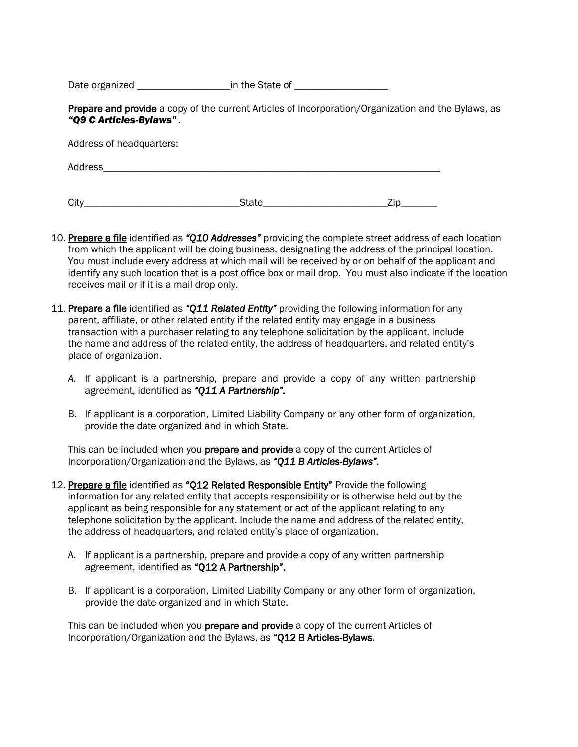Date organized __________________ in the State of __________________

**Prepare and provide** a copy of the current Articles of Incorporation/Organization and the Bylaws, as ***"Q9 C Articles-Bylaws"*** .

Address of headquarters:

Address_________________________________________________________________

City______________________________State________________________Zip_______

10. **Prepare a file** identified as ***"Q10 Addresses"*** providing the complete street address of each location from which the applicant will be doing business, designating the address of the principal location. You must include every address at which mail will be received by or on behalf of the applicant and identify any such location that is a post office box or mail drop. You must also indicate if the location receives mail or if it is a mail drop only.

11. **Prepare a file** identified as ***"Q11 Related Entity"*** providing the following information for any parent, affiliate, or other related entity if the related entity may engage in a business transaction with a purchaser relating to any telephone solicitation by the applicant. Include the name and address of the related entity, the address of headquarters, and related entity's place of organization.

    *A.* If applicant is a partnership, prepare and provide a copy of any written partnership agreement, identified as ***"Q11 A Partnership".***

    B. If applicant is a corporation, Limited Liability Company or any other form of organization, provide the date organized and in which State.

    This can be included when you **prepare and provide** a copy of the current Articles of Incorporation/Organization and the Bylaws, as ***"Q11 B Articles-Bylaws".***

12. **Prepare a file** identified as **"Q12 Related Responsible Entity"** Provide the following information for any related entity that accepts responsibility or is otherwise held out by the applicant as being responsible for any statement or act of the applicant relating to any telephone solicitation by the applicant. Include the name and address of the related entity, the address of headquarters, and related entity's place of organization.

    A. If applicant is a partnership, prepare and provide a copy of any written partnership agreement, identified as **"Q12 A Partnership".**

    B. If applicant is a corporation, Limited Liability Company or any other form of organization, provide the date organized and in which State.

    This can be included when you **prepare and provide** a copy of the current Articles of Incorporation/Organization and the Bylaws, as **"Q12 B Articles-Bylaws**.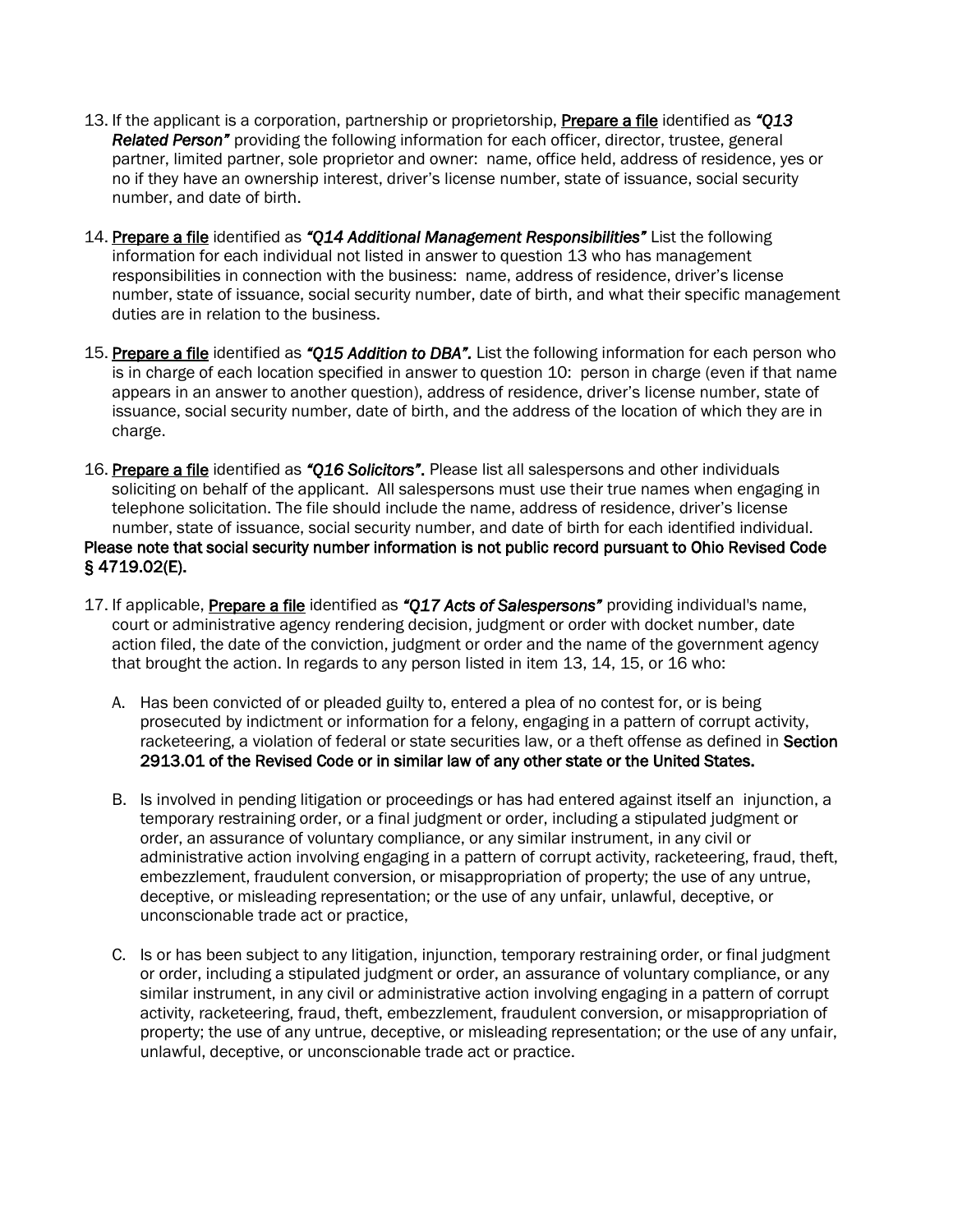13. If the applicant is a corporation, partnership or proprietorship, <u>Prepare a file</u> identified as ***"Q13 Related Person"*** providing the following information for each officer, director, trustee, general partner, limited partner, sole proprietor and owner: name, office held, address of residence, yes or no if they have an ownership interest, driver's license number, state of issuance, social security number, and date of birth.

14. <u>Prepare a file</u> identified as ***"Q14 Additional Management Responsibilities"*** List the following information for each individual not listed in answer to question 13 who has management responsibilities in connection with the business: name, address of residence, driver's license number, state of issuance, social security number, date of birth, and what their specific management duties are in relation to the business.

15. <u>Prepare a file</u> identified as ***"Q15 Addition to DBA".*** List the following information for each person who is in charge of each location specified in answer to question 10: person in charge (even if that name appears in an answer to another question), address of residence, driver's license number, state of issuance, social security number, date of birth, and the address of the location of which they are in charge.

16. <u>Prepare a file</u> identified as ***"Q16 Solicitors".*** Please list all salespersons and other individuals soliciting on behalf of the applicant. All salespersons must use their true names when engaging in telephone solicitation. The file should include the name, address of residence, driver's license number, state of issuance, social security number, and date of birth for each identified individual.

**Please note that social security number information is not public record pursuant to Ohio Revised Code § 4719.02(E).**

17. If applicable, <u>Prepare a file</u> identified as ***"Q17 Acts of Salespersons"*** providing individual's name, court or administrative agency rendering decision, judgment or order with docket number, date action filed, the date of the conviction, judgment or order and the name of the government agency that brought the action. In regards to any person listed in item 13, 14, 15, or 16 who:

    A. Has been convicted of or pleaded guilty to, entered a plea of no contest for, or is being prosecuted by indictment or information for a felony, engaging in a pattern of corrupt activity, racketeering, a violation of federal or state securities law, or a theft offense as defined in **Section 2913.01 of the Revised Code or in similar law of any other state or the United States.**

    B. Is involved in pending litigation or proceedings or has had entered against itself an injunction, a temporary restraining order, or a final judgment or order, including a stipulated judgment or order, an assurance of voluntary compliance, or any similar instrument, in any civil or administrative action involving engaging in a pattern of corrupt activity, racketeering, fraud, theft, embezzlement, fraudulent conversion, or misappropriation of property; the use of any untrue, deceptive, or misleading representation; or the use of any unfair, unlawful, deceptive, or unconscionable trade act or practice,

    C. Is or has been subject to any litigation, injunction, temporary restraining order, or final judgment or order, including a stipulated judgment or order, an assurance of voluntary compliance, or any similar instrument, in any civil or administrative action involving engaging in a pattern of corrupt activity, racketeering, fraud, theft, embezzlement, fraudulent conversion, or misappropriation of property; the use of any untrue, deceptive, or misleading representation; or the use of any unfair, unlawful, deceptive, or unconscionable trade act or practice.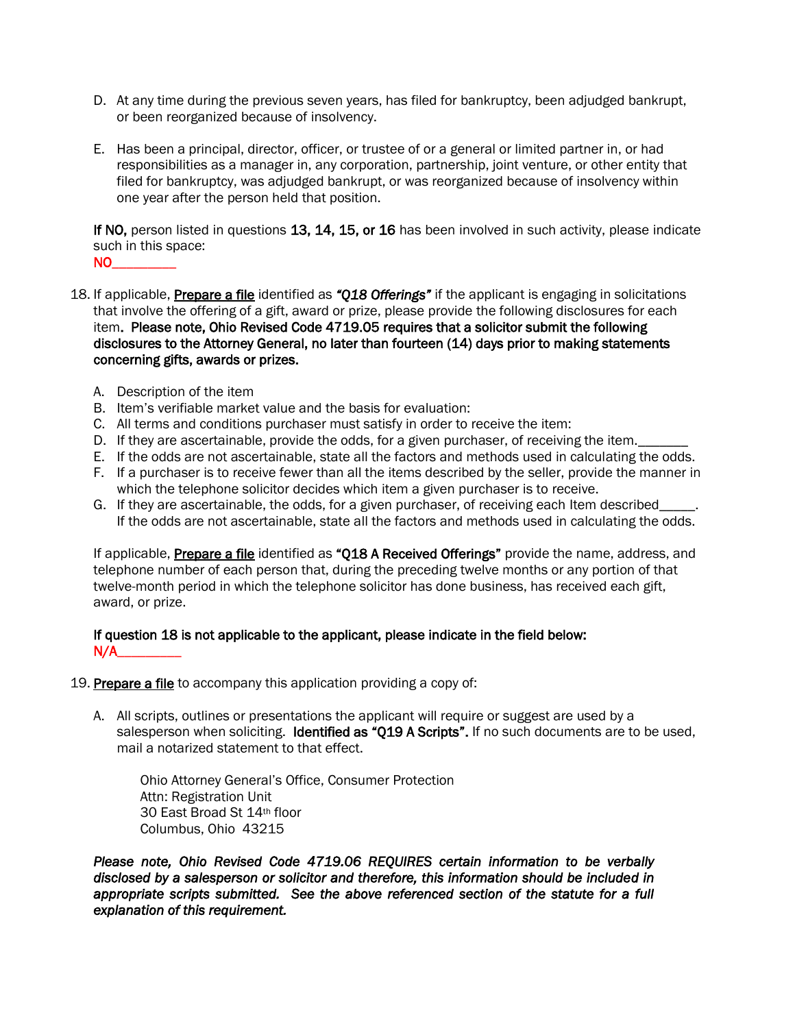D. At any time during the previous seven years, has filed for bankruptcy, been adjudged bankrupt, or been reorganized because of insolvency.

E. Has been a principal, director, officer, or trustee of or a general or limited partner in, or had responsibilities as a manager in, any corporation, partnership, joint venture, or other entity that filed for bankruptcy, was adjudged bankrupt, or was reorganized because of insolvency within one year after the person held that position.

**If NO,** person listed in questions **13, 14, 15, or 16** has been involved in such activity, please indicate such in this space:
NO_________

18. If applicable, <u>**Prepare a file**</u> identified as ***"Q18 Offerings"*** if the applicant is engaging in solicitations that involve the offering of a gift, award or prize, please provide the following disclosures for each item. **Please note, Ohio Revised Code 4719.05 requires that a solicitor submit the following disclosures to the Attorney General, no later than fourteen (14) days prior to making statements concerning gifts, awards or prizes.**

    A. Description of the item
    B. Item's verifiable market value and the basis for evaluation:
    C. All terms and conditions purchaser must satisfy in order to receive the item:
    D. If they are ascertainable, provide the odds, for a given purchaser, of receiving the item._______
    E. If the odds are not ascertainable, state all the factors and methods used in calculating the odds.
    F. If a purchaser is to receive fewer than all the items described by the seller, provide the manner in which the telephone solicitor decides which item a given purchaser is to receive.
    G. If they are ascertainable, the odds, for a given purchaser, of receiving each Item described_____. If the odds are not ascertainable, state all the factors and methods used in calculating the odds.

    If applicable, <u>**Prepare a file**</u> identified as **"Q18 A Received Offerings"** provide the name, address, and telephone number of each person that, during the preceding twelve months or any portion of that twelve-month period in which the telephone solicitor has done business, has received each gift, award, or prize.

    **If question 18 is not applicable to the applicant, please indicate in the field below:**
    N/A_________

19. <u>**Prepare a file**</u> to accompany this application providing a copy of:

    A. All scripts, outlines or presentations the applicant will require or suggest are used by a salesperson when soliciting. **Identified as "Q19 A Scripts".** If no such documents are to be used, mail a notarized statement to that effect.

        Ohio Attorney General's Office, Consumer Protection
        Attn: Registration Unit
        30 East Broad St 14th floor
        Columbus, Ohio 43215

***Please note, Ohio Revised Code 4719.06 REQUIRES certain information to be verbally disclosed by a salesperson or solicitor and therefore, this information should be included in appropriate scripts submitted. See the above referenced section of the statute for a full explanation of this requirement.***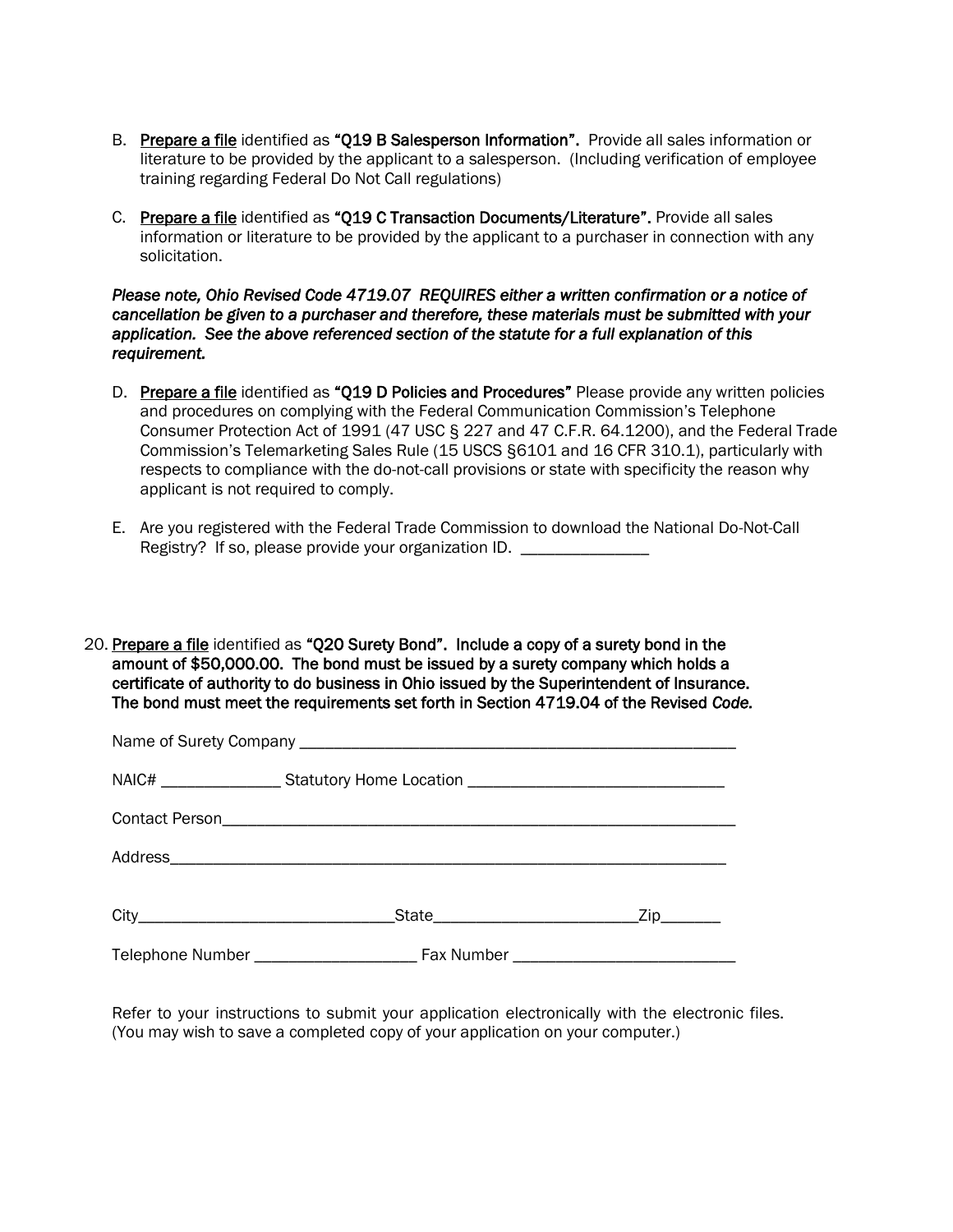B. Prepare a file identified as **"Q19 B Salesperson Information".** Provide all sales information or literature to be provided by the applicant to a salesperson. (Including verification of employee training regarding Federal Do Not Call regulations)

C. Prepare a file identified as **"Q19 C Transaction Documents/Literature".** Provide all sales information or literature to be provided by the applicant to a purchaser in connection with any solicitation.

***Please note, Ohio Revised Code 4719.07 REQUIRES either a written confirmation or a notice of cancellation be given to a purchaser and therefore, these materials must be submitted with your application. See the above referenced section of the statute for a full explanation of this requirement.***

D. Prepare a file identified as **"Q19 D Policies and Procedures"** Please provide any written policies and procedures on complying with the Federal Communication Commission's Telephone Consumer Protection Act of 1991 (47 USC § 227 and 47 C.F.R. 64.1200), and the Federal Trade Commission's Telemarketing Sales Rule (15 USCS §6101 and 16 CFR 310.1), particularly with respects to compliance with the do-not-call provisions or state with specificity the reason why applicant is not required to comply.

E. Are you registered with the Federal Trade Commission to download the National Do-Not-Call Registry? If so, please provide your organization ID. _______________

20. **Prepare a file identified as "Q20 Surety Bond". Include a copy of a surety bond in the amount of $50,000.00. The bond must be issued by a surety company which holds a certificate of authority to do business in Ohio issued by the Superintendent of Insurance. The bond must meet the requirements set forth in Section 4719.04 of the Revised *Code.***

Name of Surety Company _____________________________________________________

NAIC# ______________ Statutory Home Location ______________________________

Contact Person______________________________________________________________

Address____________________________________________________________________

City______________________________State________________________Zip_______

Telephone Number ___________________ Fax Number __________________________

Refer to your instructions to submit your application electronically with the electronic files. (You may wish to save a completed copy of your application on your computer.)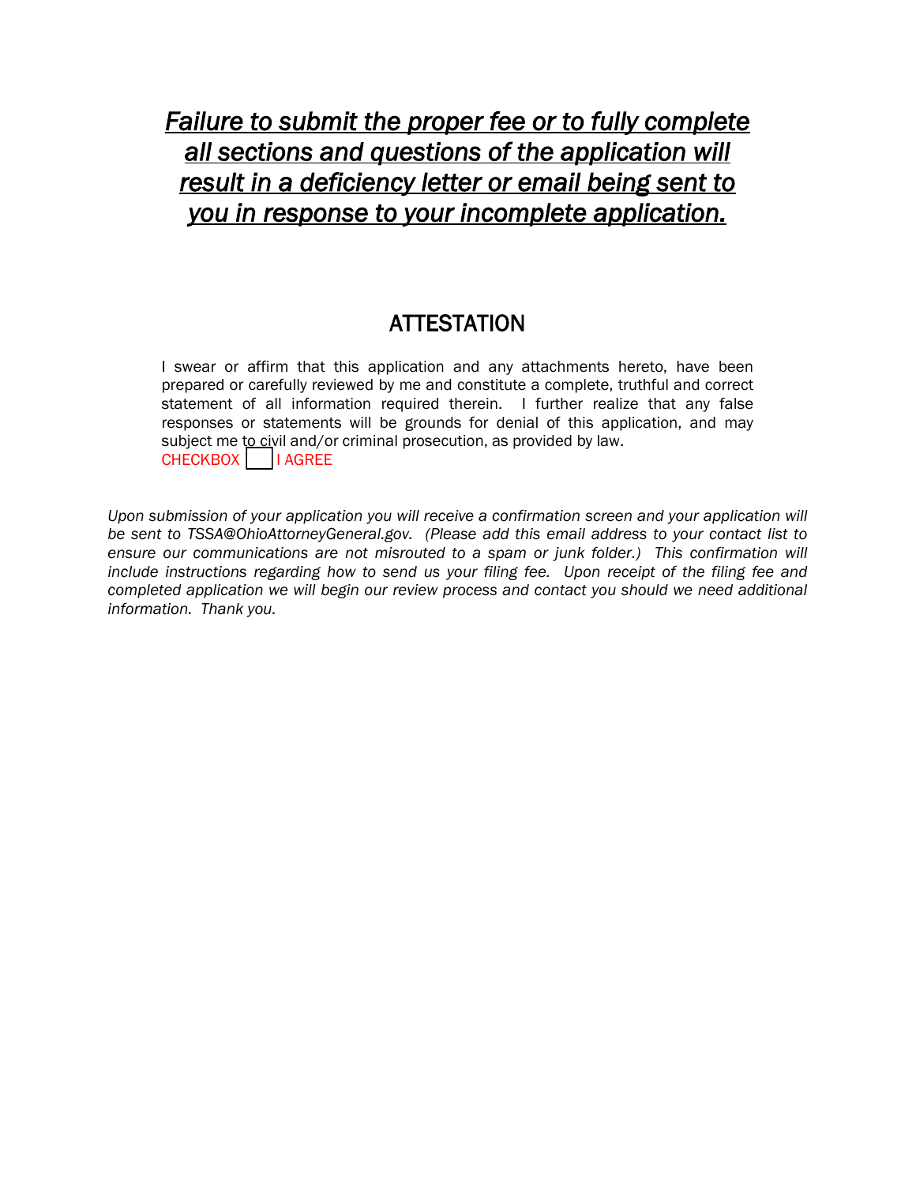***<u>Failure to submit the proper fee or to fully complete all sections and questions of the application will result in a deficiency letter or email being sent to you in response to your incomplete application.</u>***

## ATTESTATION

I swear or affirm that this application and any attachments hereto, have been prepared or carefully reviewed by me and constitute a complete, truthful and correct statement of all information required therein. I further realize that any false responses or statements will be grounds for denial of this application, and may subject me to civil and/or criminal prosecution, as provided by law.

CHECKBOX ☐ I AGREE

*Upon submission of your application you will receive a confirmation screen and your application will be sent to TSSA@OhioAttorneyGeneral.gov. (Please add this email address to your contact list to ensure our communications are not misrouted to a spam or junk folder.) This confirmation will include instructions regarding how to send us your filing fee. Upon receipt of the filing fee and completed application we will begin our review process and contact you should we need additional information. Thank you.*